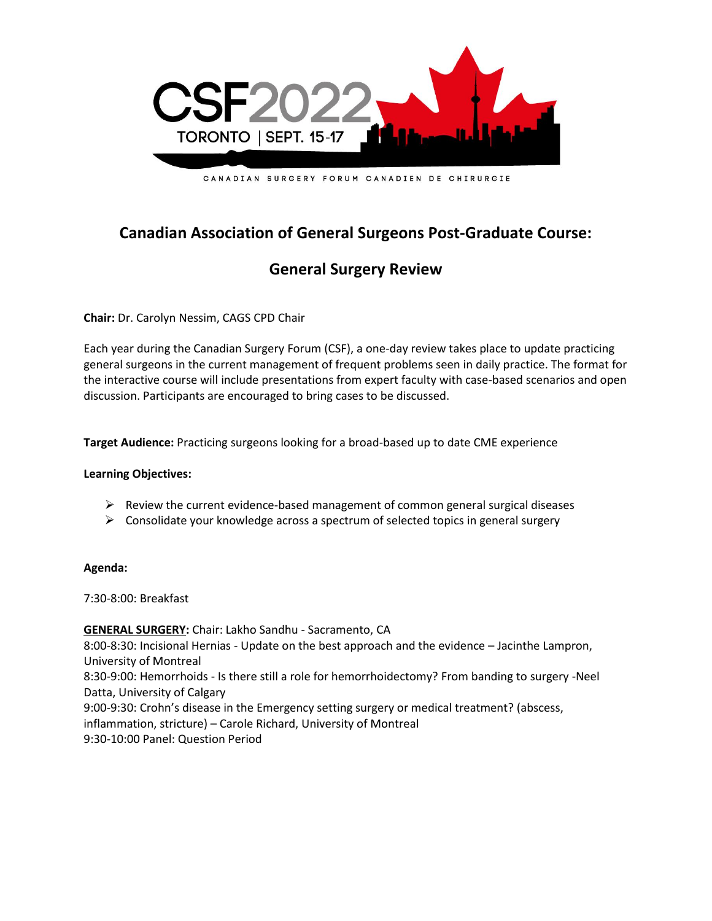CSF2022

TORONTO | SEPT. 15-17

CANADIAN SURGERY FORUM CANADIEN DE CHIRURGIE

## Canadian Association of General Surgeons Post-Graduate Course:

## General Surgery Review

**Chair:** Dr. Carolyn Nessim, CAGS CPD Chair

Each year during the Canadian Surgery Forum (CSF), a one-day review takes place to update practicing general surgeons in the current management of frequent problems seen in daily practice. The format for the interactive course will include presentations from expert faculty with case-based scenarios and open discussion. Participants are encouraged to bring cases to be discussed.

**Target Audience:** Practicing surgeons looking for a broad-based up to date CME experience

**Learning Objectives:**

- Review the current evidence-based management of common general surgical diseases
- Consolidate your knowledge across a spectrum of selected topics in general surgery

**Agenda:**

7:30-8:00: Breakfast

**GENERAL SURGERY:** Chair: Lakho Sandhu - Sacramento, CA
8:00-8:30: Incisional Hernias - Update on the best approach and the evidence – Jacinthe Lampron, University of Montreal
8:30-9:00: Hemorrhoids - Is there still a role for hemorrhoidectomy? From banding to surgery -Neel Datta, University of Calgary
9:00-9:30: Crohn's disease in the Emergency setting surgery or medical treatment? (abscess, inflammation, stricture) – Carole Richard, University of Montreal
9:30-10:00 Panel: Question Period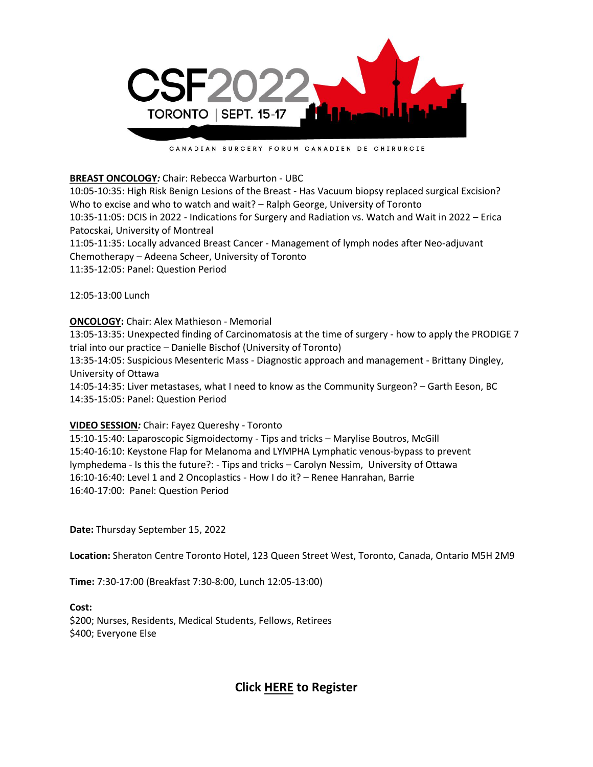CSF2022

TORONTO | SEPT. 15-17

CANADIAN SURGERY FORUM CANADIEN DE CHIRURGIE

**BREAST ONCOLOGY***:* Chair: Rebecca Warburton - UBC
10:05-10:35: High Risk Benign Lesions of the Breast - Has Vacuum biopsy replaced surgical Excision? Who to excise and who to watch and wait? – Ralph George, University of Toronto
10:35-11:05: DCIS in 2022 - Indications for Surgery and Radiation vs. Watch and Wait in 2022 – Erica Patocskai, University of Montreal
11:05-11:35: Locally advanced Breast Cancer - Management of lymph nodes after Neo-adjuvant Chemotherapy – Adeena Scheer, University of Toronto
11:35-12:05: Panel: Question Period

12:05-13:00 Lunch

**ONCOLOGY:** Chair: Alex Mathieson - Memorial
13:05-13:35: Unexpected finding of Carcinomatosis at the time of surgery - how to apply the PRODIGE 7 trial into our practice – Danielle Bischof (University of Toronto)
13:35-14:05: Suspicious Mesenteric Mass - Diagnostic approach and management - Brittany Dingley, University of Ottawa
14:05-14:35: Liver metastases, what I need to know as the Community Surgeon? – Garth Eeson, BC
14:35-15:05: Panel: Question Period

**VIDEO SESSION***:* Chair: Fayez Quereshy - Toronto
15:10-15:40: Laparoscopic Sigmoidectomy - Tips and tricks – Marylise Boutros, McGill
15:40-16:10: Keystone Flap for Melanoma and LYMPHA Lymphatic venous-bypass to prevent lymphedema - Is this the future?: - Tips and tricks – Carolyn Nessim, University of Ottawa
16:10-16:40: Level 1 and 2 Oncoplastics - How I do it? – Renee Hanrahan, Barrie
16:40-17:00: Panel: Question Period

**Date:** Thursday September 15, 2022

**Location:** Sheraton Centre Toronto Hotel, 123 Queen Street West, Toronto, Canada, Ontario M5H 2M9

**Time:** 7:30-17:00 (Breakfast 7:30-8:00, Lunch 12:05-13:00)

**Cost:**
$200; Nurses, Residents, Medical Students, Fellows, Retirees
$400; Everyone Else

**Click HERE to Register**